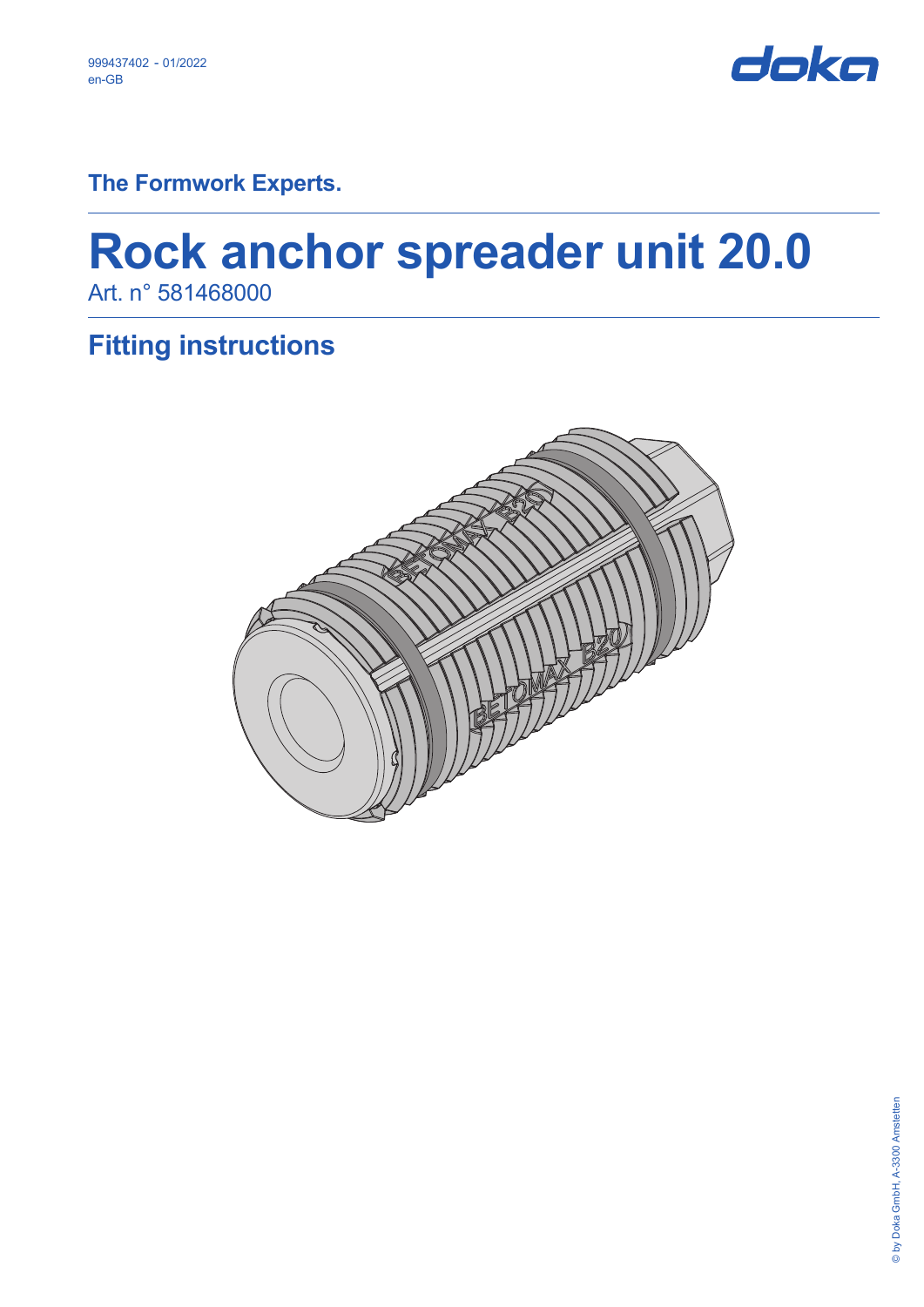999437402 - 01/2022
en-GB

The Formwork Experts.

# Rock anchor spreader unit 20.0

Art. n° 581468000

## Fitting instructions

© by Doka GmbH, A-3300 Amstetten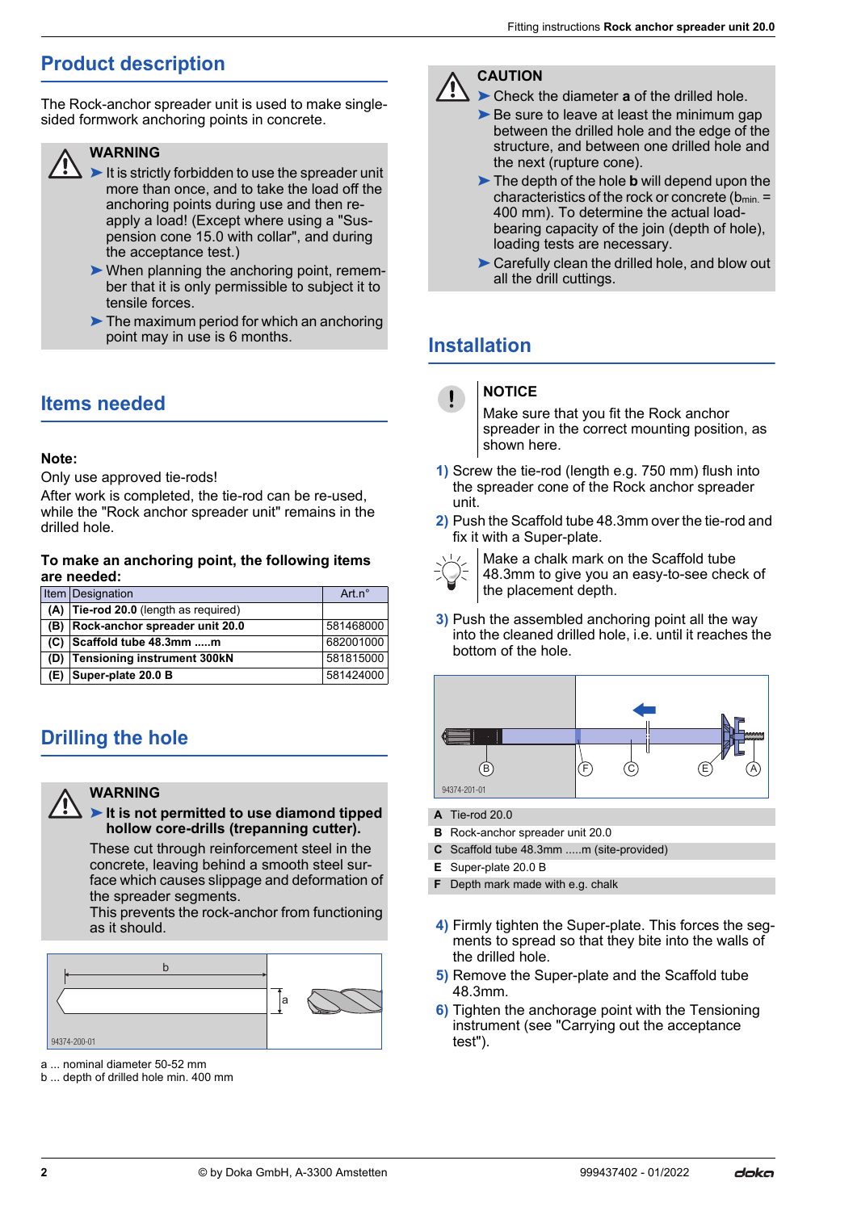## Product description

The Rock-anchor spreader unit is used to make single-sided formwork anchoring points in concrete.

**WARNING**

- It is strictly forbidden to use the spreader unit more than once, and to take the load off the anchoring points during use and then re-apply a load! (Except where using a "Suspension cone 15.0 with collar", and during the acceptance test.)
- When planning the anchoring point, remember that it is only permissible to subject it to tensile forces.
- The maximum period for which an anchoring point may in use is 6 months.

## Items needed

**Note:**

Only use approved tie-rods!

After work is completed, the tie-rod can be re-used, while the "Rock anchor spreader unit" remains in the drilled hole.

**To make an anchoring point, the following items are needed:**

| Item | Designation | Art.n° |
|---|---|---|
| **(A)** | **Tie-rod 20.0** (length as required) | |
| **(B)** | **Rock-anchor spreader unit 20.0** | 581468000 |
| **(C)** | **Scaffold tube 48.3mm .....m** | 682001000 |
| **(D)** | **Tensioning instrument 300kN** | 581815000 |
| **(E)** | **Super-plate 20.0 B** | 581424000 |

## Drilling the hole

**WARNING**

- **It is not permitted to use diamond tipped hollow core-drills (trepanning cutter).**

These cut through reinforcement steel in the concrete, leaving behind a smooth steel surface which causes slippage and deformation of the spreader segments.

This prevents the rock-anchor from functioning as it should.

a ... nominal diameter 50-52 mm

b ... depth of drilled hole min. 400 mm

**CAUTION**

- Check the diameter **a** of the drilled hole.
- Be sure to leave at least the minimum gap between the drilled hole and the edge of the structure, and between one drilled hole and the next (rupture cone).
- The depth of the hole **b** will depend upon the characteristics of the rock or concrete ($b_{min.}$ = 400 mm). To determine the actual load-bearing capacity of the join (depth of hole), loading tests are necessary.
- Carefully clean the drilled hole, and blow out all the drill cuttings.

## Installation

**NOTICE**

Make sure that you fit the Rock anchor spreader in the correct mounting position, as shown here.

1) Screw the tie-rod (length e.g. 750 mm) flush into the spreader cone of the Rock anchor spreader unit.
2) Push the Scaffold tube 48.3mm over the tie-rod and fix it with a Super-plate.

Make a chalk mark on the Scaffold tube 48.3mm to give you an easy-to-see check of the placement depth.

3) Push the assembled anchoring point all the way into the cleaned drilled hole, i.e. until it reaches the bottom of the hole.

**A** Tie-rod 20.0
**B** Rock-anchor spreader unit 20.0
**C** Scaffold tube 48.3mm .....m (site-provided)
**E** Super-plate 20.0 B
**F** Depth mark made with e.g. chalk

4) Firmly tighten the Super-plate. This forces the segments to spread so that they bite into the walls of the drilled hole.
5) Remove the Super-plate and the Scaffold tube 48.3mm.
6) Tighten the anchorage point with the Tensioning instrument (see "Carrying out the acceptance test").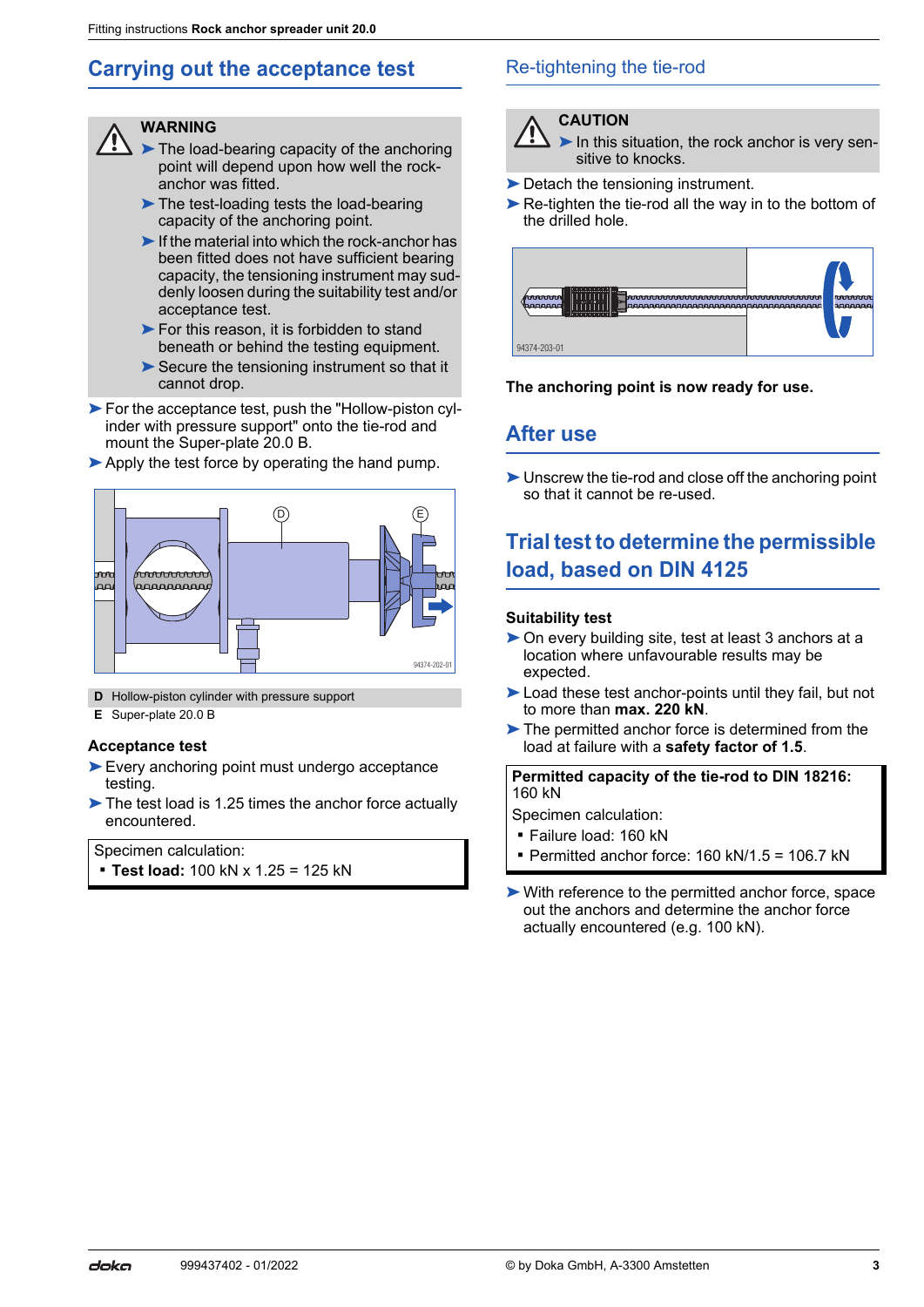## Carrying out the acceptance test

**WARNING**

- The load-bearing capacity of the anchoring point will depend upon how well the rock-anchor was fitted.
- The test-loading tests the load-bearing capacity of the anchoring point.
- If the material into which the rock-anchor has been fitted does not have sufficient bearing capacity, the tensioning instrument may suddenly loosen during the suitability test and/or acceptance test.
- For this reason, it is forbidden to stand beneath or behind the testing equipment.
- Secure the tensioning instrument so that it cannot drop.

- For the acceptance test, push the "Hollow-piston cylinder with pressure support" onto the tie-rod and mount the Super-plate 20.0 B.
- Apply the test force by operating the hand pump.

**D** Hollow-piston cylinder with pressure support
**E** Super-plate 20.0 B

### Acceptance test

- Every anchoring point must undergo acceptance testing.
- The test load is 1.25 times the anchor force actually encountered.

Specimen calculation:
- **Test load:** 100 kN x 1.25 = 125 kN

## Re-tightening the tie-rod

**CAUTION**

- In this situation, the rock anchor is very sensitive to knocks.

- Detach the tensioning instrument.
- Re-tighten the tie-rod all the way in to the bottom of the drilled hole.

**The anchoring point is now ready for use.**

## After use

- Unscrew the tie-rod and close off the anchoring point so that it cannot be re-used.

## Trial test to determine the permissible load, based on DIN 4125

### Suitability test

- On every building site, test at least 3 anchors at a location where unfavourable results may be expected.
- Load these test anchor-points until they fail, but not to more than **max. 220 kN**.
- The permitted anchor force is determined from the load at failure with a **safety factor of 1.5**.

**Permitted capacity of the tie-rod to DIN 18216:** 160 kN

Specimen calculation:
- Failure load: 160 kN
- Permitted anchor force: 160 kN/1.5 = 106.7 kN

- With reference to the permitted anchor force, space out the anchors and determine the anchor force actually encountered (e.g. 100 kN).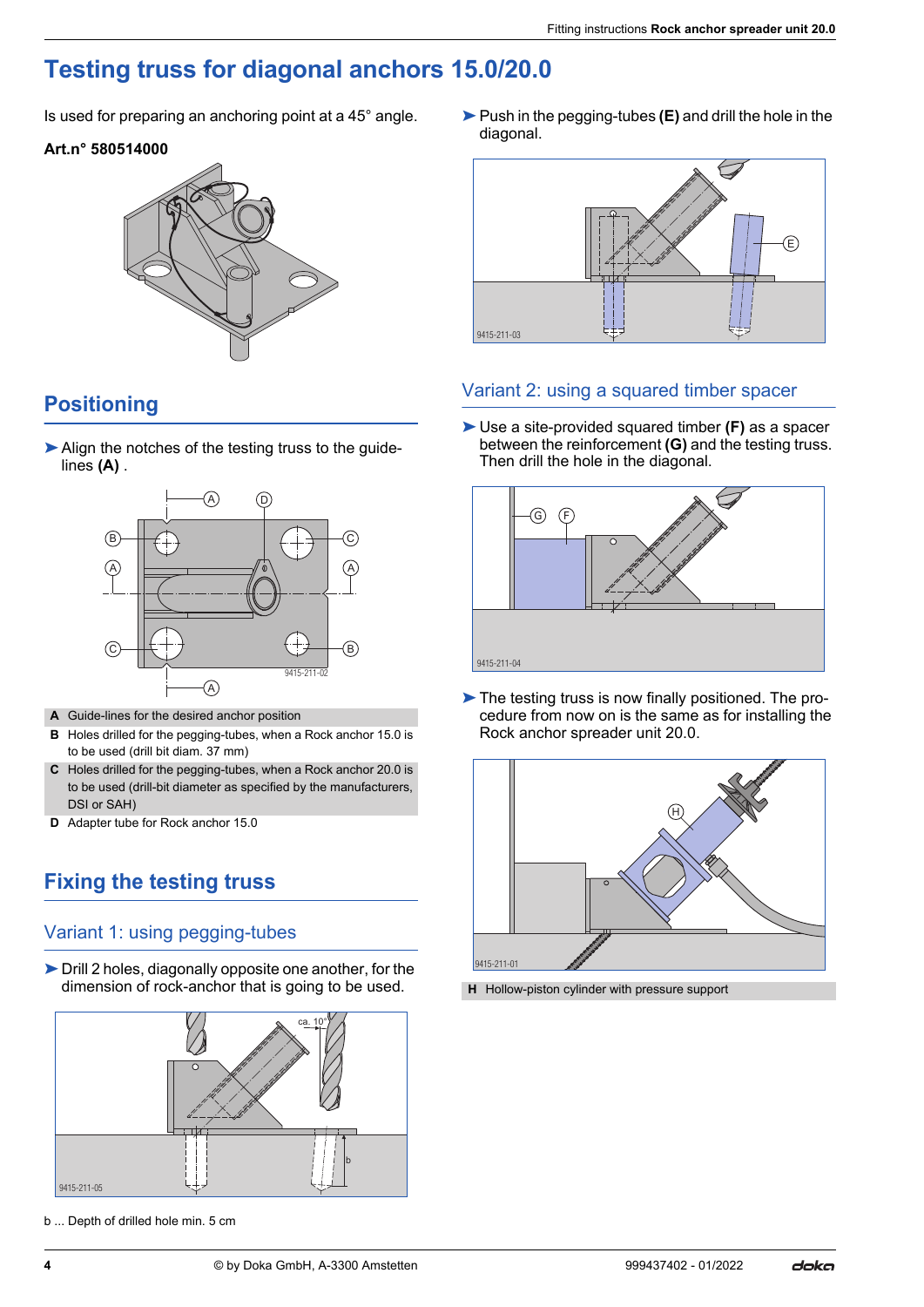# Testing truss for diagonal anchors 15.0/20.0

Is used for preparing an anchoring point at a 45° angle.

**Art.n° 580514000**

## Positioning

➤ Align the notches of the testing truss to the guide-lines **(A)** .

9415-211-02

| | |
|---|---|
| **A** | Guide-lines for the desired anchor position |
| **B** | Holes drilled for the pegging-tubes, when a Rock anchor 15.0 is to be used (drill bit diam. 37 mm) |
| **C** | Holes drilled for the pegging-tubes, when a Rock anchor 20.0 is to be used (drill-bit diameter as specified by the manufacturers, DSI or SAH) |
| **D** | Adapter tube for Rock anchor 15.0 |

## Fixing the testing truss

### Variant 1: using pegging-tubes

➤ Drill 2 holes, diagonally opposite one another, for the dimension of rock-anchor that is going to be used.

ca. 10°

9415-211-05

b ... Depth of drilled hole min. 5 cm

➤ Push in the pegging-tubes **(E)** and drill the hole in the diagonal.

9415-211-03

### Variant 2: using a squared timber spacer

➤ Use a site-provided squared timber **(F)** as a spacer between the reinforcement **(G)** and the testing truss. Then drill the hole in the diagonal.

9415-211-04

➤ The testing truss is now finally positioned. The procedure from now on is the same as for installing the Rock anchor spreader unit 20.0.

9415-211-01

**H** Hollow-piston cylinder with pressure support